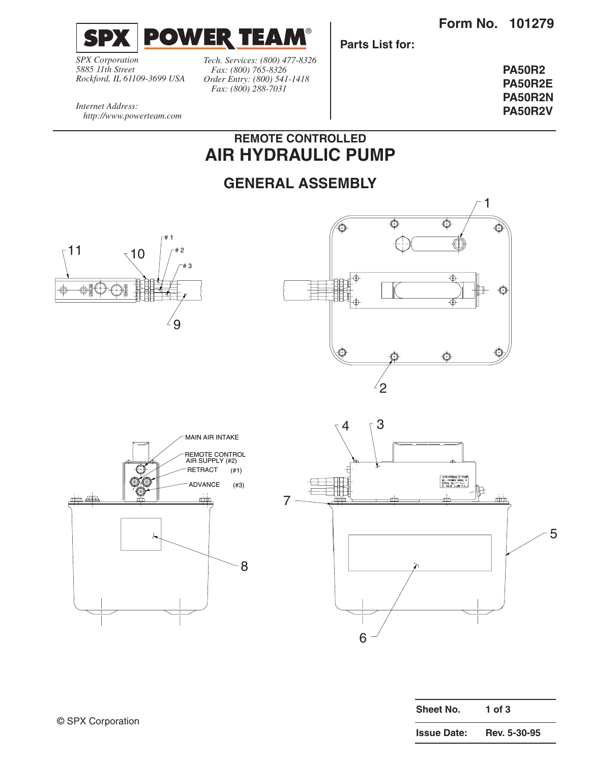# SPX POWER TEAM®

*SPX Corporation*
*5885 11th Street*
*Rockford, IL 61109-3699 USA*

*Tech. Services: (800) 477-8326*
*Fax: (800) 765-8326*
*Order Entry: (800) 541-1418*
*Fax: (800) 288-7031*

*Internet Address:*
*http://www.powerteam.com*

**Form No. 101279**

**Parts List for:**

**PA50R2**
**PA50R2E**
**PA50R2N**
**PA50R2V**

## REMOTE CONTROLLED
# AIR HYDRAULIC PUMP

## GENERAL ASSEMBLY

MAIN AIR INTAKE

REMOTE CONTROL AIR SUPPLY (#2)

RETRACT (#1)

ADVANCE (#3)

| | |
|---|---|
| **Sheet No.** | **1 of 3** |
| **Issue Date:** | **Rev. 5-30-95** |

© SPX Corporation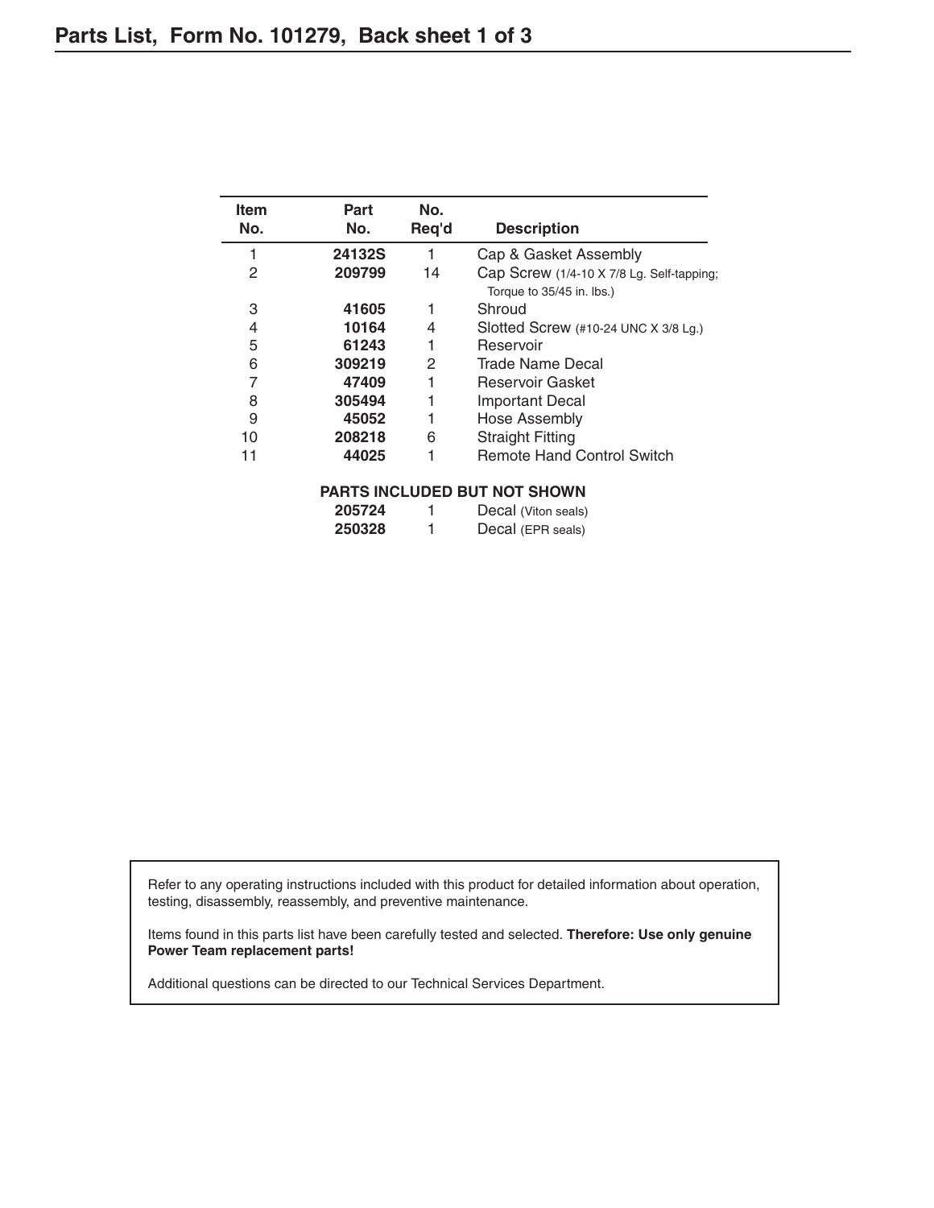# Parts List, Form No. 101279, Back sheet 1 of 3

| Item No. | Part No. | No. Req'd | Description |
|---|---|---|---|
| 1 | **24132S** | 1 | Cap & Gasket Assembly |
| 2 | **209799** | 14 | Cap Screw (1/4-10 X 7/8 Lg. Self-tapping; Torque to 35/45 in. lbs.) |
| 3 | **41605** | 1 | Shroud |
| 4 | **10164** | 4 | Slotted Screw (#10-24 UNC X 3/8 Lg.) |
| 5 | **61243** | 1 | Reservoir |
| 6 | **309219** | 2 | Trade Name Decal |
| 7 | **47409** | 1 | Reservoir Gasket |
| 8 | **305494** | 1 | Important Decal |
| 9 | **45052** | 1 | Hose Assembly |
| 10 | **208218** | 6 | Straight Fitting |
| 11 | **44025** | 1 | Remote Hand Control Switch |
| | **PARTS INCLUDED BUT NOT SHOWN** | | |
| | **205724** | 1 | Decal (Viton seals) |
| | **250328** | 1 | Decal (EPR seals) |

Refer to any operating instructions included with this product for detailed information about operation, testing, disassembly, reassembly, and preventive maintenance.

Items found in this parts list have been carefully tested and selected. **Therefore: Use only genuine Power Team replacement parts!**

Additional questions can be directed to our Technical Services Department.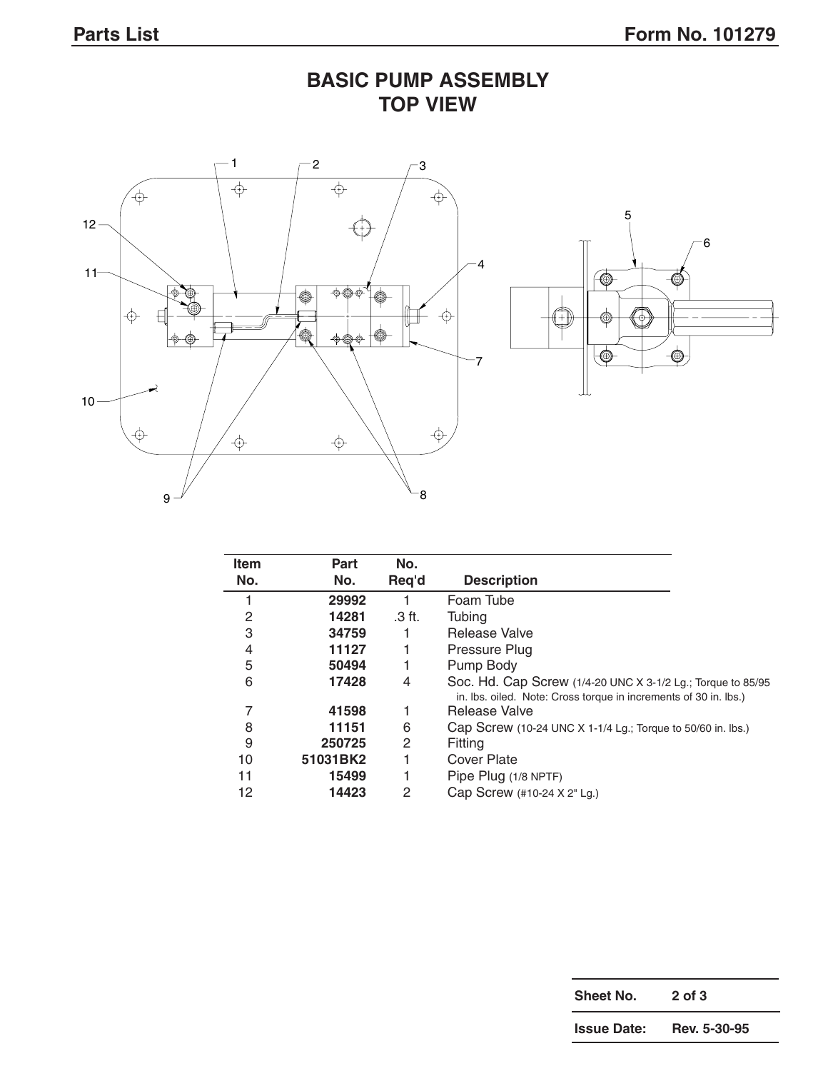# BASIC PUMP ASSEMBLY
## TOP VIEW

| Item No. | Part No. | No. Req'd | Description |
|---|---|---|---|
| 1 | **29992** | 1 | Foam Tube |
| 2 | **14281** | .3 ft. | Tubing |
| 3 | **34759** | 1 | Release Valve |
| 4 | **11127** | 1 | Pressure Plug |
| 5 | **50494** | 1 | Pump Body |
| 6 | **17428** | 4 | Soc. Hd. Cap Screw (1/4-20 UNC X 3-1/2 Lg.; Torque to 85/95 in. lbs. oiled. Note: Cross torque in increments of 30 in. lbs.) |
| 7 | **41598** | 1 | Release Valve |
| 8 | **11151** | 6 | Cap Screw (10-24 UNC X 1-1/4 Lg.; Torque to 50/60 in. lbs.) |
| 9 | **250725** | 2 | Fitting |
| 10 | **51031BK2** | 1 | Cover Plate |
| 11 | **15499** | 1 | Pipe Plug (1/8 NPTF) |
| 12 | **14423** | 2 | Cap Screw (#10-24 X 2" Lg.) |

| | |
|---|---|
| **Sheet No.** | **2 of 3** |
| **Issue Date:** | **Rev. 5-30-95** |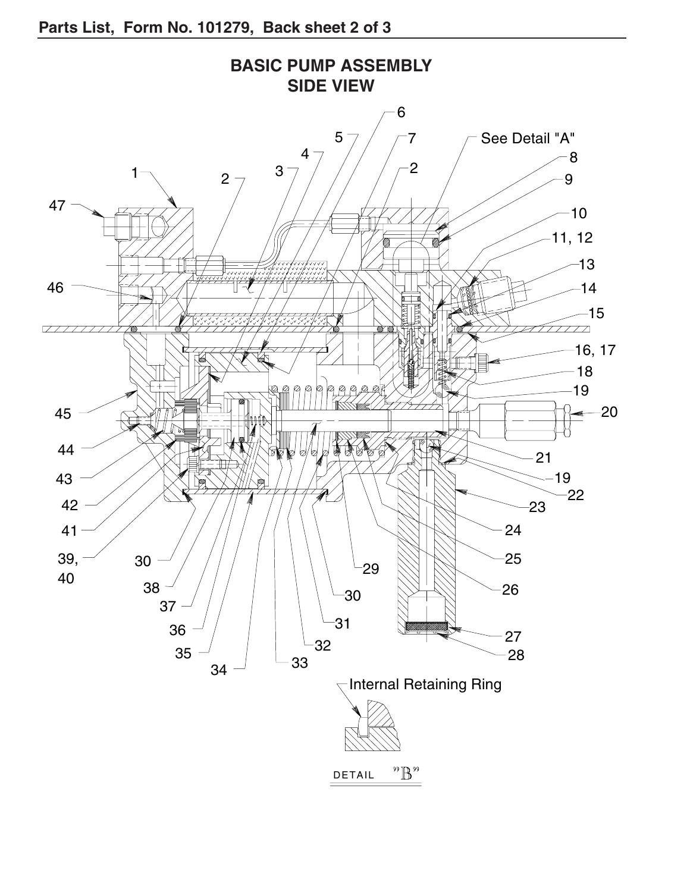## BASIC PUMP ASSEMBLY
## SIDE VIEW

1, 2, 3, 4, 5, 6, 7, 2, See Detail "A", 8, 9, 10, 11, 12, 13, 14, 15, 16, 17, 18, 19, 20, 21, 19, 22, 23, 24, 25, 26, 27, 28, 29, 30, 31, 32, 33, 34, 35, 36, 37, 38, 30, 39, 40, 41, 42, 43, 44, 45, 46, 47

Internal Retaining Ring

DETAIL "B"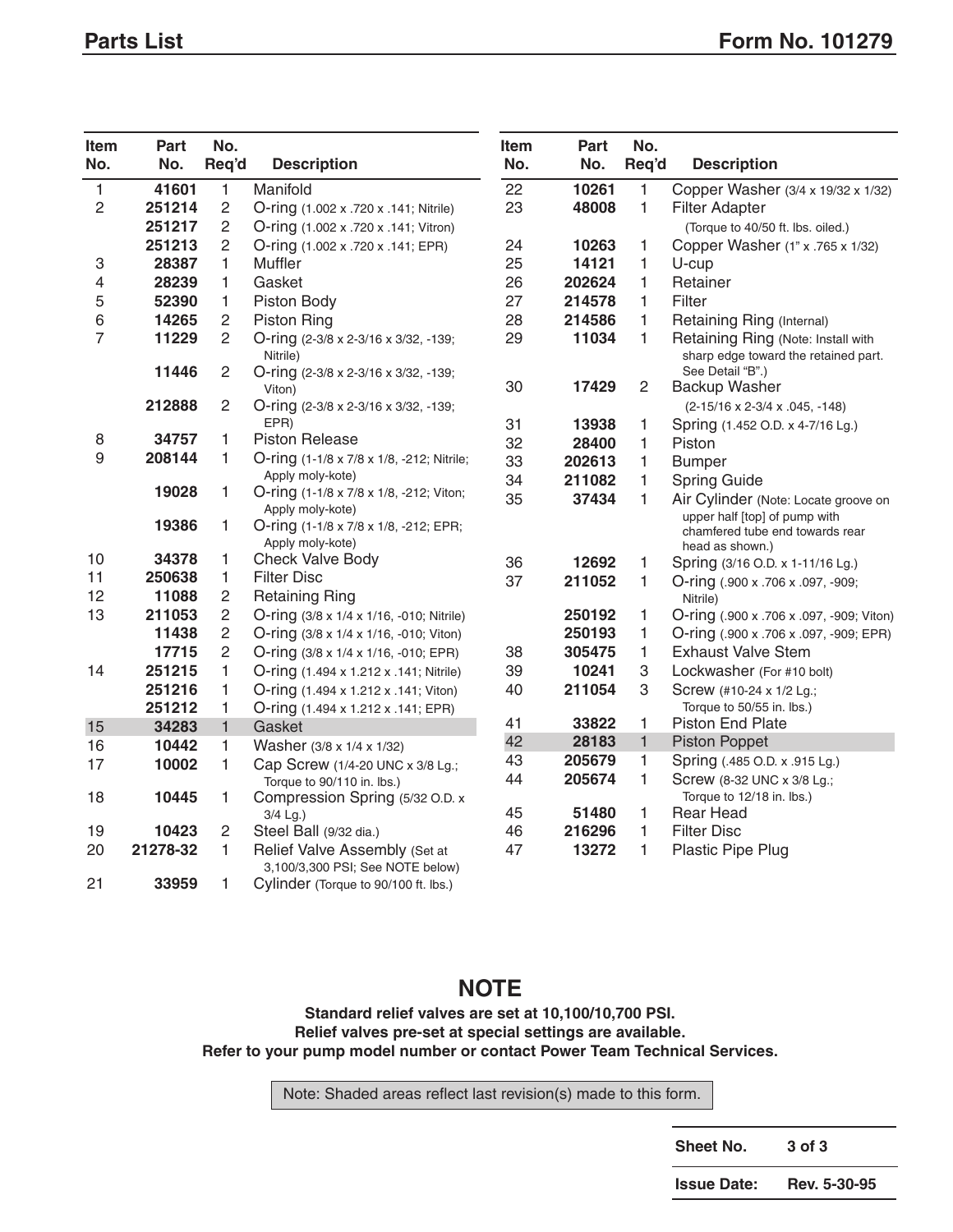## Parts List

| Item No. | Part No. | No. Req'd | Description |
|---|---|---|---|
| 1 | 41601 | 1 | Manifold |
| 2 | 251214 | 2 | O-ring (1.002 x .720 x .141; Nitrile) |
| | 251217 | 2 | O-ring (1.002 x .720 x .141; Vitron) |
| | 251213 | 2 | O-ring (1.002 x .720 x .141; EPR) |
| 3 | 28387 | 1 | Muffler |
| 4 | 28239 | 1 | Gasket |
| 5 | 52390 | 1 | Piston Body |
| 6 | 14265 | 2 | Piston Ring |
| 7 | 11229 | 2 | O-ring (2-3/8 x 2-3/16 x 3/32, -139; Nitrile) |
| | 11446 | 2 | O-ring (2-3/8 x 2-3/16 x 3/32, -139; Viton) |
| | 212888 | 2 | O-ring (2-3/8 x 2-3/16 x 3/32, -139; EPR) |
| 8 | 34757 | 1 | Piston Release |
| 9 | 208144 | 1 | O-ring (1-1/8 x 7/8 x 1/8, -212; Nitrile; Apply moly-kote) |
| | 19028 | 1 | O-ring (1-1/8 x 7/8 x 1/8, -212; Viton; Apply moly-kote) |
| | 19386 | 1 | O-ring (1-1/8 x 7/8 x 1/8, -212; EPR; Apply moly-kote) |
| 10 | 34378 | 1 | Check Valve Body |
| 11 | 250638 | 1 | Filter Disc |
| 12 | 11088 | 2 | Retaining Ring |
| 13 | 211053 | 2 | O-ring (3/8 x 1/4 x 1/16, -010; Nitrile) |
| | 11438 | 2 | O-ring (3/8 x 1/4 x 1/16, -010; Viton) |
| | 17715 | 2 | O-ring (3/8 x 1/4 x 1/16, -010; EPR) |
| 14 | 251215 | 1 | O-ring (1.494 x 1.212 x .141; Nitrile) |
| | 251216 | 1 | O-ring (1.494 x 1.212 x .141; Viton) |
| | 251212 | 1 | O-ring (1.494 x 1.212 x .141; EPR) |
| 15 | 34283 | 1 | Gasket |
| 16 | 10442 | 1 | Washer (3/8 x 1/4 x 1/32) |
| 17 | 10002 | 1 | Cap Screw (1/4-20 UNC x 3/8 Lg.; Torque to 90/110 in. lbs.) |
| 18 | 10445 | 1 | Compression Spring (5/32 O.D. x 3/4 Lg.) |
| 19 | 10423 | 2 | Steel Ball (9/32 dia.) |
| 20 | 21278-32 | 1 | Relief Valve Assembly (Set at 3,100/3,300 PSI; See NOTE below) |
| 21 | 33959 | 1 | Cylinder (Torque to 90/100 ft. lbs.) |
| 22 | 10261 | 1 | Copper Washer (3/4 x 19/32 x 1/32) |
| 23 | 48008 | 1 | Filter Adapter (Torque to 40/50 ft. lbs. oiled.) |
| 24 | 10263 | 1 | Copper Washer (1" x .765 x 1/32) |
| 25 | 14121 | 1 | U-cup |
| 26 | 202624 | 1 | Retainer |
| 27 | 214578 | 1 | Filter |
| 28 | 214586 | 1 | Retaining Ring (Internal) |
| 29 | 11034 | 1 | Retaining Ring (Note: Install with sharp edge toward the retained part. See Detail "B".) |
| 30 | 17429 | 2 | Backup Washer (2-15/16 x 2-3/4 x .045, -148) |
| 31 | 13938 | 1 | Spring (1.452 O.D. x 4-7/16 Lg.) |
| 32 | 28400 | 1 | Piston |
| 33 | 202613 | 1 | Bumper |
| 34 | 211082 | 1 | Spring Guide |
| 35 | 37434 | 1 | Air Cylinder (Note: Locate groove on upper half [top] of pump with chamfered tube end towards rear head as shown.) |
| 36 | 12692 | 1 | Spring (3/16 O.D. x 1-11/16 Lg.) |
| 37 | 211052 | 1 | O-ring (.900 x .706 x .097, -909; Nitrile) |
| | 250192 | 1 | O-ring (.900 x .706 x .097, -909; Viton) |
| | 250193 | 1 | O-ring (.900 x .706 x .097, -909; EPR) |
| 38 | 305475 | 1 | Exhaust Valve Stem |
| 39 | 10241 | 3 | Lockwasher (For #10 bolt) |
| 40 | 211054 | 3 | Screw (#10-24 x 1/2 Lg.; Torque to 50/55 in. lbs.) |
| 41 | 33822 | 1 | Piston End Plate |
| 42 | 28183 | 1 | Piston Poppet |
| 43 | 205679 | 1 | Spring (.485 O.D. x .915 Lg.) |
| 44 | 205674 | 1 | Screw (8-32 UNC x 3/8 Lg.; Torque to 12/18 in. lbs.) |
| 45 | 51480 | 1 | Rear Head |
| 46 | 216296 | 1 | Filter Disc |
| 47 | 13272 | 1 | Plastic Pipe Plug |

## NOTE

**Standard relief valves are set at 10,100/10,700 PSI.**
**Relief valves pre-set at special settings are available.**
**Refer to your pump model number or contact Power Team Technical Services.**

Note: Shaded areas reflect last revision(s) made to this form.

| | |
|---|---|
| **Sheet No.** | **3 of 3** |
| **Issue Date:** | **Rev. 5-30-95** |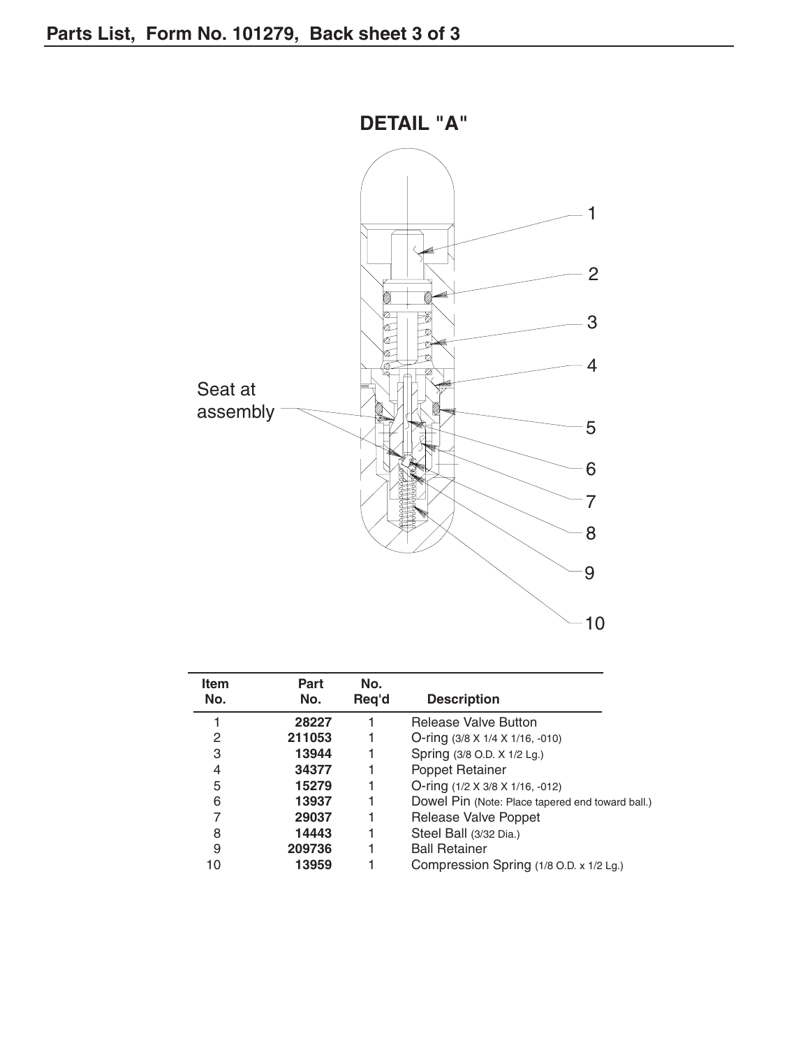## Parts List, Form No. 101279, Back sheet 3 of 3

### DETAIL "A"

Seat at assembly

1
2
3
4
5
6
7
8
9
10

| Item No. | Part No. | No. Req'd | Description |
|---|---|---|---|
| 1 | **28227** | 1 | Release Valve Button |
| 2 | **211053** | 1 | O-ring (3/8 X 1/4 X 1/16, -010) |
| 3 | **13944** | 1 | Spring (3/8 O.D. X 1/2 Lg.) |
| 4 | **34377** | 1 | Poppet Retainer |
| 5 | **15279** | 1 | O-ring (1/2 X 3/8 X 1/16, -012) |
| 6 | **13937** | 1 | Dowel Pin (Note: Place tapered end toward ball.) |
| 7 | **29037** | 1 | Release Valve Poppet |
| 8 | **14443** | 1 | Steel Ball (3/32 Dia.) |
| 9 | **209736** | 1 | Ball Retainer |
| 10 | **13959** | 1 | Compression Spring (1/8 O.D. x 1/2 Lg.) |